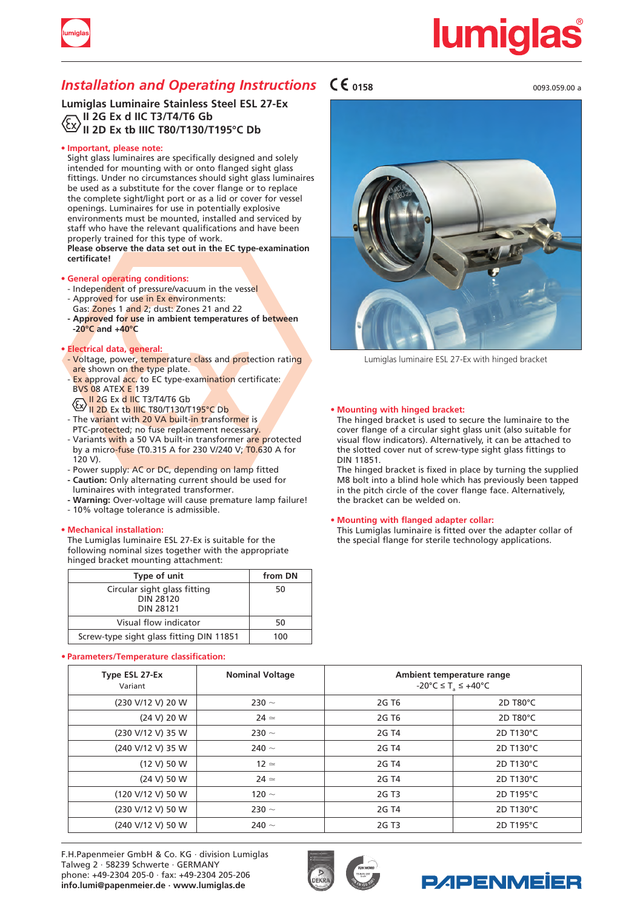# *Installation and Operating Instructions*

CE 0158

0093.059.00 a

## Lumiglas Luminaire Stainless Steel ESL 27-Ex
**II 2G Ex d IIC T3/T4/T6 Gb**
**II 2D Ex tb IIIC T80/T130/T195°C Db**

**• Important, please note:**

Sight glass luminaires are specifically designed and solely intended for mounting with or onto flanged sight glass fittings. Under no circumstances should sight glass luminaires be used as a substitute for the cover flange or to replace the complete sight/light port or as a lid or cover for vessel openings. Luminaires for use in potentially explosive environments must be mounted, installed and serviced by staff who have the relevant qualifications and have been properly trained for this type of work.
**Please observe the data set out in the EC type-examination certificate!**

**• General operating conditions:**

- Independent of pressure/vacuum in the vessel
- Approved for use in Ex environments:
  Gas: Zones 1 and 2; dust: Zones 21 and 22
- **Approved for use in ambient temperatures of between -20°C and +40°C**

**• Electrical data, general:**

- Voltage, power, temperature class and protection rating are shown on the type plate.
- Ex approval acc. to EC type-examination certificate: BVS 08 ATEX E 139
  II 2G Ex d IIC T3/T4/T6 Gb
  II 2D Ex tb IIIC T80/T130/T195°C Db
- The variant with 20 VA built-in transformer is PTC-protected; no fuse replacement necessary.
- Variants with a 50 VA built-in transformer are protected by a micro-fuse (T0.315 A for 230 V/240 V; T0.630 A for 120 V).
- Power supply: AC or DC, depending on lamp fitted
- **Caution:** Only alternating current should be used for luminaires with integrated transformer.
- **Warning:** Over-voltage will cause premature lamp failure!
- 10% voltage tolerance is admissible.

**• Mechanical installation:**

The Lumiglas luminaire ESL 27-Ex is suitable for the following nominal sizes together with the appropriate hinged bracket mounting attachment:

| Type of unit | from DN |
|---|---|
| Circular sight glass fitting DIN 28120 DIN 28121 | 50 |
| Visual flow indicator | 50 |
| Screw-type sight glass fitting DIN 11851 | 100 |

Lumiglas luminaire ESL 27-Ex with hinged bracket

**• Mounting with hinged bracket:**

The hinged bracket is used to secure the luminaire to the cover flange of a circular sight glass unit (also suitable for visual flow indicators). Alternatively, it can be attached to the slotted cover nut of screw-type sight glass fittings to DIN 11851.
The hinged bracket is fixed in place by turning the supplied M8 bolt into a blind hole which has previously been tapped in the pitch circle of the cover flange face. Alternatively, the bracket can be welded on.

**• Mounting with flanged adapter collar:**

This Lumiglas luminaire is fitted over the adapter collar of the special flange for sterile technology applications.

**• Parameters/Temperature classification:**

| Type ESL 27-Ex Variant | Nominal Voltage | Ambient temperature range -20°C ≤ $T_a$ ≤ +40°C | |
|---|---|---|---|
| (230 V/12 V) 20 W | 230 ~ | 2G T6 | 2D T80°C |
| (24 V) 20 W | 24 ≃ | 2G T6 | 2D T80°C |
| (230 V/12 V) 35 W | 230 ~ | 2G T4 | 2D T130°C |
| (240 V/12 V) 35 W | 240 ~ | 2G T4 | 2D T130°C |
| (12 V) 50 W | 12 ≃ | 2G T4 | 2D T130°C |
| (24 V) 50 W | 24 ≃ | 2G T4 | 2D T130°C |
| (120 V/12 V) 50 W | 120 ~ | 2G T3 | 2D T195°C |
| (230 V/12 V) 50 W | 230 ~ | 2G T4 | 2D T130°C |
| (240 V/12 V) 50 W | 240 ~ | 2G T3 | 2D T195°C |

F.H.Papenmeier GmbH & Co. KG · division Lumiglas
Talweg 2 · 58239 Schwerte · GERMANY
phone: +49-2304 205-0 · fax: +49-2304 205-206
**info.lumi@papenmeier.de · www.lumiglas.de**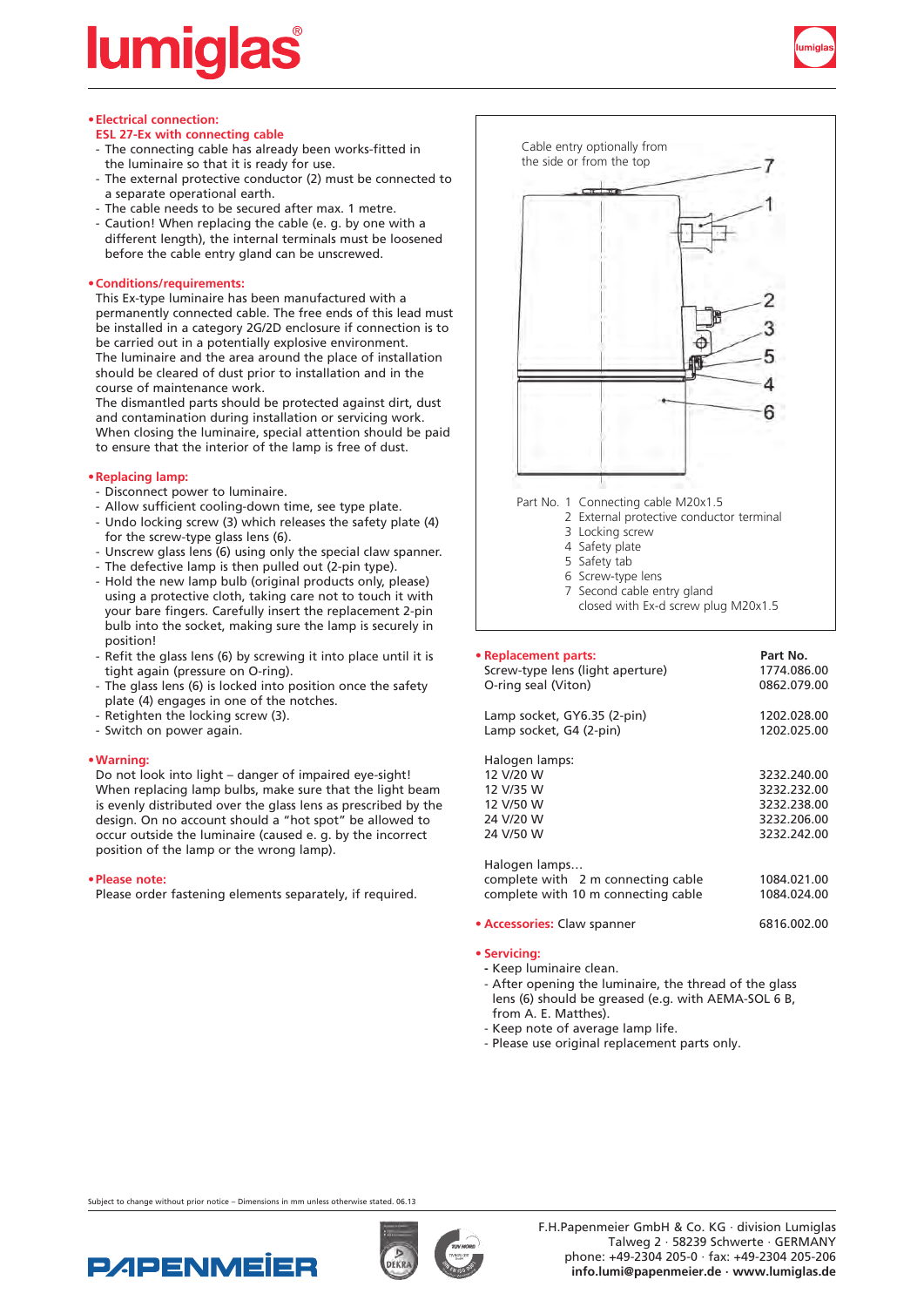# lumiglas®

**• Electrical connection:**
**ESL 27-Ex with connecting cable**

- The connecting cable has already been works-fitted in the luminaire so that it is ready for use.
- The external protective conductor (2) must be connected to a separate operational earth.
- The cable needs to be secured after max. 1 metre.
- Caution! When replacing the cable (e. g. by one with a different length), the internal terminals must be loosened before the cable entry gland can be unscrewed.

**• Conditions/requirements:**

This Ex-type luminaire has been manufactured with a permanently connected cable. The free ends of this lead must be installed in a category 2G/2D enclosure if connection is to be carried out in a potentially explosive environment.
The luminaire and the area around the place of installation should be cleared of dust prior to installation and in the course of maintenance work.
The dismantled parts should be protected against dirt, dust and contamination during installation or servicing work.
When closing the luminaire, special attention should be paid to ensure that the interior of the lamp is free of dust.

**• Replacing lamp:**

- Disconnect power to luminaire.
- Allow sufficient cooling-down time, see type plate.
- Undo locking screw (3) which releases the safety plate (4) for the screw-type glass lens (6).
- Unscrew glass lens (6) using only the special claw spanner.
- The defective lamp is then pulled out (2-pin type).
- Hold the new lamp bulb (original products only, please) using a protective cloth, taking care not to touch it with your bare fingers. Carefully insert the replacement 2-pin bulb into the socket, making sure the lamp is securely in position!
- Refit the glass lens (6) by screwing it into place until it is tight again (pressure on O-ring).
- The glass lens (6) is locked into position once the safety plate (4) engages in one of the notches.
- Retighten the locking screw (3).
- Switch on power again.

**• Warning:**

Do not look into light – danger of impaired eye-sight!
When replacing lamp bulbs, make sure that the light beam is evenly distributed over the glass lens as prescribed by the design. On no account should a "hot spot" be allowed to occur outside the luminaire (caused e. g. by the incorrect position of the lamp or the wrong lamp).

**• Please note:**

Please order fastening elements separately, if required.

Cable entry optionally from the side or from the top

7
1
2
3
5
4
6

Part No.
1 Connecting cable M20x1.5
2 External protective conductor terminal
3 Locking screw
4 Safety plate
5 Safety tab
6 Screw-type lens
7 Second cable entry gland closed with Ex-d screw plug M20x1.5

| **• Replacement parts:** | **Part No.** |
|---|---|
| Screw-type lens (light aperture) | 1774.086.00 |
| O-ring seal (Viton) | 0862.079.00 |
| Lamp socket, GY6.35 (2-pin) | 1202.028.00 |
| Lamp socket, G4 (2-pin) | 1202.025.00 |
| Halogen lamps: | |
| 12 V/20 W | 3232.240.00 |
| 12 V/35 W | 3232.232.00 |
| 12 V/50 W | 3232.238.00 |
| 24 V/20 W | 3232.206.00 |
| 24 V/50 W | 3232.242.00 |
| Halogen lamps… | |
| complete with 2 m connecting cable | 1084.021.00 |
| complete with 10 m connecting cable | 1084.024.00 |
| **• Accessories:** Claw spanner | 6816.002.00 |

**• Servicing:**

- Keep luminaire clean.
- After opening the luminaire, the thread of the glass lens (6) should be greased (e.g. with AEMA-SOL 6 B, from A. E. Matthes).
- Keep note of average lamp life.
- Please use original replacement parts only.

Subject to change without prior notice – Dimensions in mm unless otherwise stated. 06.13

PAPENMEIER

F.H.Papenmeier GmbH & Co. KG · division Lumiglas
Talweg 2 · 58239 Schwerte · GERMANY
phone: +49-2304 205-0 · fax: +49-2304 205-206
**info.lumi@papenmeier.de · www.lumiglas.de**